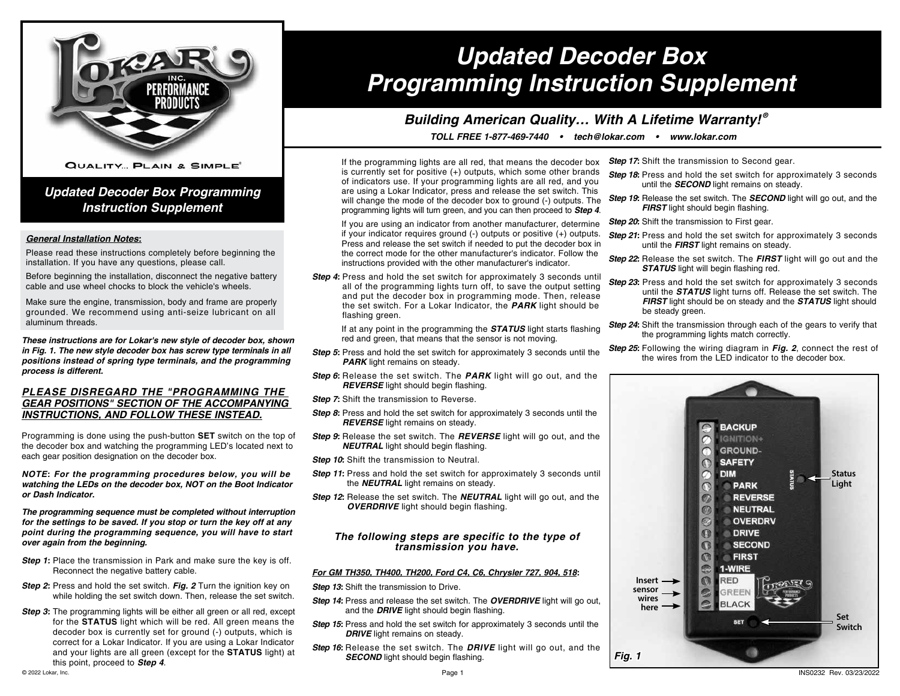# Updated Decoder Box Programming Instruction Supplement

***Building American Quality… With A Lifetime Warranty!®***

***TOLL FREE 1-877-469-7440 • tech@lokar.com • www.lokar.com***

QUALITY... PLAIN & SIMPLE®

## *Updated Decoder Box Programming Instruction Supplement*

***General Installation Notes:***

Please read these instructions completely before beginning the installation. If you have any questions, please call.

Before beginning the installation, disconnect the negative battery cable and use wheel chocks to block the vehicle's wheels.

Make sure the engine, transmission, body and frame are properly grounded. We recommend using anti-seize lubricant on all aluminum threads.

***These instructions are for Lokar's new style of decoder box, shown in Fig. 1. The new style decoder box has screw type terminals in all positions instead of spring type terminals, and the programming process is different.***

### ***PLEASE DISREGARD THE "PROGRAMMING THE GEAR POSITIONS" SECTION OF THE ACCOMPANYING INSTRUCTIONS, AND FOLLOW THESE INSTEAD.***

Programming is done using the push-button **SET** switch on the top of the decoder box and watching the programming LED's located next to each gear position designation on the decoder box.

***NOTE: For the programming procedures below, you will be watching the LEDs on the decoder box, NOT on the Boot Indicator or Dash Indicator.***

***The programming sequence must be completed without interruption for the settings to be saved. If you stop or turn the key off at any point during the programming sequence, you will have to start over again from the beginning.***

***Step 1:*** Place the transmission in Park and make sure the key is off. Reconnect the negative battery cable.

***Step 2:*** Press and hold the set switch. ***Fig. 2*** Turn the ignition key on while holding the set switch down. Then, release the set switch.

***Step 3:*** The programming lights will be either all green or all red, except for the **STATUS** light which will be red. All green means the decoder box is currently set for ground (-) outputs, which is correct for a Lokar Indicator. If you are using a Lokar Indicator and your lights are all green (except for the **STATUS** light) at this point, proceed to ***Step 4***.

If the programming lights are all red, that means the decoder box is currently set for positive (+) outputs, which some other brands of indicators use. If your programming lights are all red, and you are using a Lokar Indicator, press and release the set switch. This will change the mode of the decoder box to ground (-) outputs. The programming lights will turn green, and you can then proceed to ***Step 4***.

If you are using an indicator from another manufacturer, determine if your indicator requires ground (-) outputs or positive (+) outputs. Press and release the set switch if needed to put the decoder box in the correct mode for the other manufacturer's indicator. Follow the instructions provided with the other manufacturer's indicator.

***Step 4*:** Press and hold the set switch for approximately 3 seconds until all of the programming lights turn off, to save the output setting and put the decoder box in programming mode. Then, release the set switch. For a Lokar Indicator, the ***PARK*** light should be flashing green.

If at any point in the programming the ***STATUS*** light starts flashing red and green, that means that the sensor is not moving.

***Step 5*:** Press and hold the set switch for approximately 3 seconds until the ***PARK*** light remains on steady.

***Step 6*:** Release the set switch. The ***PARK*** light will go out, and the ***REVERSE*** light should begin flashing.

***Step 7*:** Shift the transmission to Reverse.

***Step 8*:** Press and hold the set switch for approximately 3 seconds until the ***REVERSE*** light remains on steady.

***Step 9*:** Release the set switch. The ***REVERSE*** light will go out, and the ***NEUTRAL*** light should begin flashing.

***Step 10*:** Shift the transmission to Neutral.

***Step 11*:** Press and hold the set switch for approximately 3 seconds until the ***NEUTRAL*** light remains on steady.

***Step 12*:** Release the set switch. The ***NEUTRAL*** light will go out, and the ***OVERDRIVE*** light should begin flashing.

#### ***The following steps are specific to the type of transmission you have.***

***For GM TH350, TH400, TH200, Ford C4, C6, Chrysler 727, 904, 518*:**

***Step 13*:** Shift the transmission to Drive.

***Step 14*:** Press and release the set switch. The ***OVERDRIVE*** light will go out, and the ***DRIVE*** light should begin flashing.

***Step 15*:** Press and hold the set switch for approximately 3 seconds until the ***DRIVE*** light remains on steady.

***Step 16*:** Release the set switch. The ***DRIVE*** light will go out, and the ***SECOND*** light should begin flashing.

***Step 17*:** Shift the transmission to Second gear.

***Step 18*:** Press and hold the set switch for approximately 3 seconds until the ***SECOND*** light remains on steady.

***Step 19*:** Release the set switch. The ***SECOND*** light will go out, and the ***FIRST*** light should begin flashing.

***Step 20*:** Shift the transmission to First gear.

***Step 21*:** Press and hold the set switch for approximately 3 seconds until the ***FIRST*** light remains on steady.

***Step 22*:** Release the set switch. The ***FIRST*** light will go out and the ***STATUS*** light will begin flashing red.

***Step 23*:** Press and hold the set switch for approximately 3 seconds until the ***STATUS*** light turns off. Release the set switch. The ***FIRST*** light should be on steady and the ***STATUS*** light should be steady green.

***Step 24*:** Shift the transmission through each of the gears to verify that the programming lights match correctly.

***Step 25*:** Following the wiring diagram in ***Fig. 2***, connect the rest of the wires from the LED indicator to the decoder box.

BACKUP, IGNITION+, GROUND-, SAFETY, DIM, PARK, REVERSE, NEUTRAL, OVERDRV, DRIVE, SECOND, FIRST, 1-WIRE, RED, GREEN, BLACK, SET, STATUS

Status Light

Insert sensor wires here

Set Switch

***Fig. 1***

© 2022 Lokar, Inc.

INS0232 Rev. 03/23/2022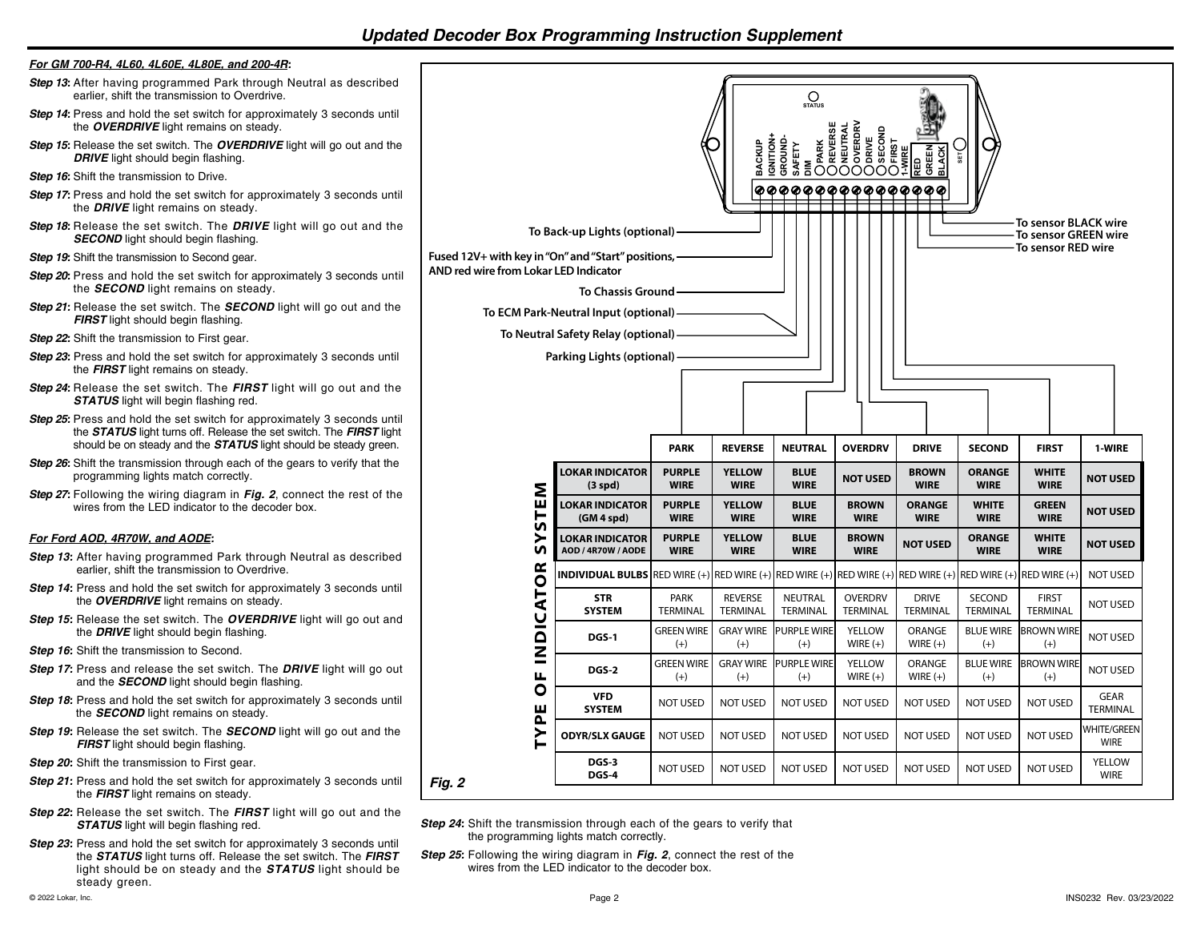## Updated Decoder Box Programming Instruction Supplement

***For GM 700-R4, 4L60, 4L60E, 4L80E, and 200-4R*:**

***Step 13*:** After having programmed Park through Neutral as described earlier, shift the transmission to Overdrive.

***Step 14*:** Press and hold the set switch for approximately 3 seconds until the ***OVERDRIVE*** light remains on steady.

***Step 15*:** Release the set switch. The ***OVERDRIVE*** light will go out and the ***DRIVE*** light should begin flashing.

***Step 16*:** Shift the transmission to Drive.

***Step 17*:** Press and hold the set switch for approximately 3 seconds until the ***DRIVE*** light remains on steady.

***Step 18*:** Release the set switch. The ***DRIVE*** light will go out and the ***SECOND*** light should begin flashing.

***Step 19*:** Shift the transmission to Second gear.

***Step 20*:** Press and hold the set switch for approximately 3 seconds until the ***SECOND*** light remains on steady.

***Step 21*:** Release the set switch. The ***SECOND*** light will go out and the ***FIRST*** light should begin flashing.

***Step 22*:** Shift the transmission to First gear.

***Step 23*:** Press and hold the set switch for approximately 3 seconds until the ***FIRST*** light remains on steady.

***Step 24*:** Release the set switch. The ***FIRST*** light will go out and the ***STATUS*** light will begin flashing red.

***Step 25*:** Press and hold the set switch for approximately 3 seconds until the ***STATUS*** light turns off. Release the set switch. The ***FIRST*** light should be on steady and the ***STATUS*** light should be steady green.

***Step 26*:** Shift the transmission through each of the gears to verify that the programming lights match correctly.

***Step 27*:** Following the wiring diagram in ***Fig. 2***, connect the rest of the wires from the LED indicator to the decoder box.

***For Ford AOD, 4R70W, and AODE*:**

***Step 13*:** After having programmed Park through Neutral as described earlier, shift the transmission to Overdrive.

***Step 14*:** Press and hold the set switch for approximately 3 seconds until the ***OVERDRIVE*** light remains on steady.

***Step 15*:** Release the set switch. The ***OVERDRIVE*** light will go out and the ***DRIVE*** light should begin flashing.

***Step 16*:** Shift the transmission to Second.

***Step 17*:** Press and release the set switch. The ***DRIVE*** light will go out and the ***SECOND*** light should begin flashing.

***Step 18*:** Press and hold the set switch for approximately 3 seconds until the ***SECOND*** light remains on steady.

***Step 19*:** Release the set switch. The ***SECOND*** light will go out and the ***FIRST*** light should begin flashing.

***Step 20*:** Shift the transmission to First gear.

***Step 21*:** Press and hold the set switch for approximately 3 seconds until the ***FIRST*** light remains on steady.

***Step 22*:** Release the set switch. The ***FIRST*** light will go out and the ***STATUS*** light will begin flashing red.

***Step 23*:** Press and hold the set switch for approximately 3 seconds until the ***STATUS*** light turns off. Release the set switch. The ***FIRST*** light should be on steady and the ***STATUS*** light should be steady green.

***Step 24*:** Shift the transmission through each of the gears to verify that the programming lights match correctly.

***Step 25*:** Following the wiring diagram in ***Fig. 2***, connect the rest of the wires from the LED indicator to the decoder box.

STATUS

BACKUP, IGNITION+, GROUND-, SAFETY, DIM, PARK, REVERSE, NEUTRAL, OVERDRV, DRIVE, SECOND, FIRST, 1-WIRE, RED, GREEN, BLACK, SET

To Back-up Lights (optional)

Fused 12V+ with key in "On" and "Start" positions, AND red wire from Lokar LED Indicator

To Chassis Ground

To ECM Park-Neutral Input (optional)

To Neutral Safety Relay (optional)

Parking Lights (optional)

To sensor BLACK wire

To sensor GREEN wire

To sensor RED wire

| TYPE OF INDICATOR SYSTEM | PARK | REVERSE | NEUTRAL | OVERDRV | DRIVE | SECOND | FIRST | 1-WIRE |
|---|---|---|---|---|---|---|---|---|
| **LOKAR INDICATOR (3 spd)** | **PURPLE WIRE** | **YELLOW WIRE** | **BLUE WIRE** | **NOT USED** | **BROWN WIRE** | **ORANGE WIRE** | **WHITE WIRE** | **NOT USED** |
| **LOKAR INDICATOR (GM 4 spd)** | **PURPLE WIRE** | **YELLOW WIRE** | **BLUE WIRE** | **BROWN WIRE** | **ORANGE WIRE** | **WHITE WIRE** | **GREEN WIRE** | **NOT USED** |
| **LOKAR INDICATOR AOD / 4R70W / AODE** | **PURPLE WIRE** | **YELLOW WIRE** | **BLUE WIRE** | **BROWN WIRE** | **NOT USED** | **ORANGE WIRE** | **WHITE WIRE** | **NOT USED** |
| **INDIVIDUAL BULBS** | RED WIRE (+) | RED WIRE (+) | RED WIRE (+) | RED WIRE (+) | RED WIRE (+) | RED WIRE (+) | RED WIRE (+) | NOT USED |
| **STR SYSTEM** | PARK TERMINAL | REVERSE TERMINAL | NEUTRAL TERMINAL | OVERDRV TERMINAL | DRIVE TERMINAL | SECOND TERMINAL | FIRST TERMINAL | NOT USED |
| **DGS-1** | GREEN WIRE (+) | GRAY WIRE (+) | PURPLE WIRE (+) | YELLOW WIRE (+) | ORANGE WIRE (+) | BLUE WIRE (+) | BROWN WIRE (+) | NOT USED |
| **DGS-2** | GREEN WIRE (+) | GRAY WIRE (+) | PURPLE WIRE (+) | YELLOW WIRE (+) | ORANGE WIRE (+) | BLUE WIRE (+) | BROWN WIRE (+) | NOT USED |
| **VFD SYSTEM** | NOT USED | NOT USED | NOT USED | NOT USED | NOT USED | NOT USED | NOT USED | GEAR TERMINAL |
| **ODYR/SLX GAUGE** | NOT USED | NOT USED | NOT USED | NOT USED | NOT USED | NOT USED | NOT USED | WHITE/GREEN WIRE |
| **DGS-3 DGS-4** | NOT USED | NOT USED | NOT USED | NOT USED | NOT USED | NOT USED | NOT USED | YELLOW WIRE |

***Fig. 2***

© 2022 Lokar, Inc.

INS0232 Rev. 03/23/2022